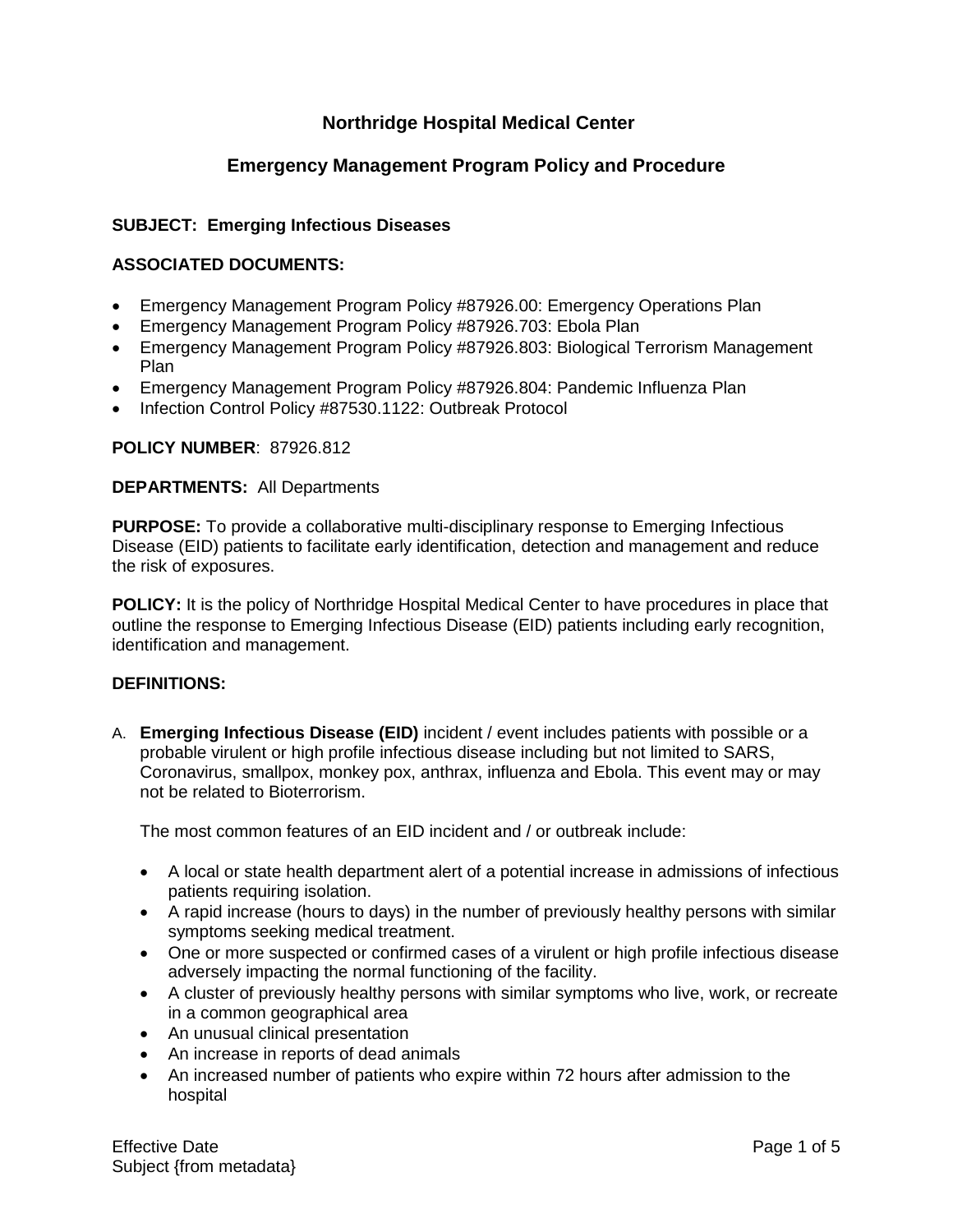# Northridge Hospital Medical Center

## Emergency Management Program Policy and Procedure

**SUBJECT: Emerging Infectious Diseases**

**ASSOCIATED DOCUMENTS:**

- Emergency Management Program Policy #87926.00: Emergency Operations Plan
- Emergency Management Program Policy #87926.703: Ebola Plan
- Emergency Management Program Policy #87926.803: Biological Terrorism Management Plan
- Emergency Management Program Policy #87926.804: Pandemic Influenza Plan
- Infection Control Policy #87530.1122: Outbreak Protocol

**POLICY NUMBER**: 87926.812

**DEPARTMENTS:** All Departments

**PURPOSE:** To provide a collaborative multi-disciplinary response to Emerging Infectious Disease (EID) patients to facilitate early identification, detection and management and reduce the risk of exposures.

**POLICY:** It is the policy of Northridge Hospital Medical Center to have procedures in place that outline the response to Emerging Infectious Disease (EID) patients including early recognition, identification and management.

**DEFINITIONS:**

A. **Emerging Infectious Disease (EID)** incident / event includes patients with possible or a probable virulent or high profile infectious disease including but not limited to SARS, Coronavirus, smallpox, monkey pox, anthrax, influenza and Ebola. This event may or may not be related to Bioterrorism.

   The most common features of an EID incident and / or outbreak include:

   - A local or state health department alert of a potential increase in admissions of infectious patients requiring isolation.
   - A rapid increase (hours to days) in the number of previously healthy persons with similar symptoms seeking medical treatment.
   - One or more suspected or confirmed cases of a virulent or high profile infectious disease adversely impacting the normal functioning of the facility.
   - A cluster of previously healthy persons with similar symptoms who live, work, or recreate in a common geographical area
   - An unusual clinical presentation
   - An increase in reports of dead animals
   - An increased number of patients who expire within 72 hours after admission to the hospital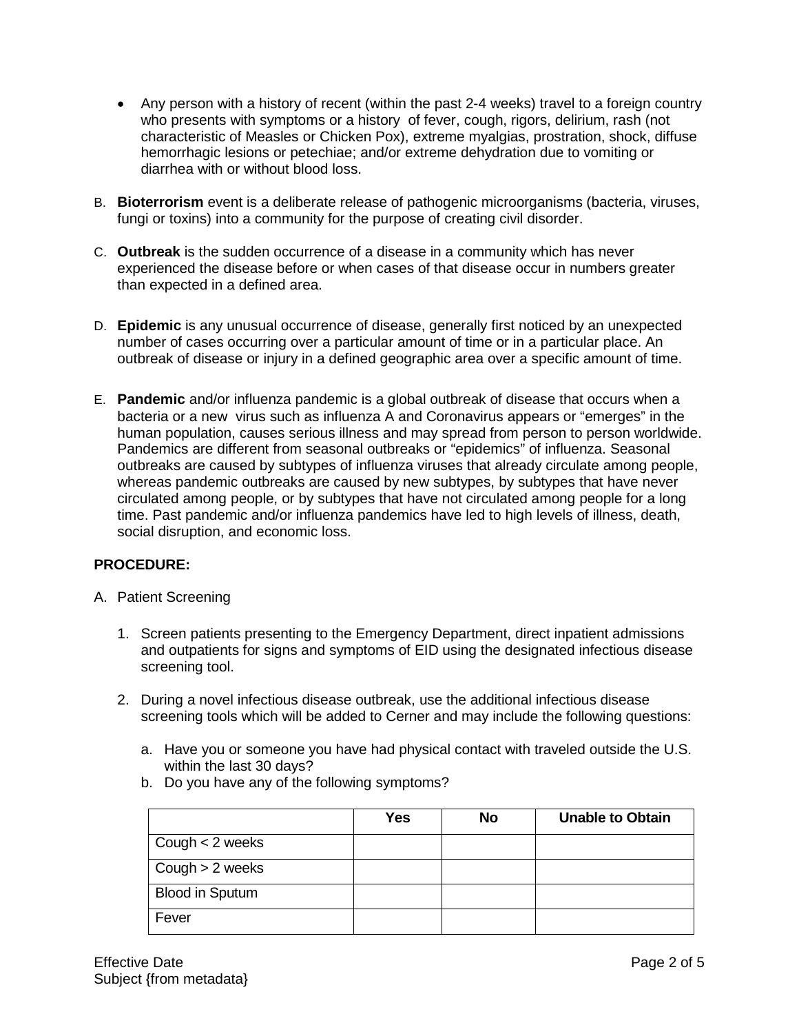- Any person with a history of recent (within the past 2-4 weeks) travel to a foreign country who presents with symptoms or a history of fever, cough, rigors, delirium, rash (not characteristic of Measles or Chicken Pox), extreme myalgias, prostration, shock, diffuse hemorrhagic lesions or petechiae; and/or extreme dehydration due to vomiting or diarrhea with or without blood loss.

B. **Bioterrorism** event is a deliberate release of pathogenic microorganisms (bacteria, viruses, fungi or toxins) into a community for the purpose of creating civil disorder.

C. **Outbreak** is the sudden occurrence of a disease in a community which has never experienced the disease before or when cases of that disease occur in numbers greater than expected in a defined area.

D. **Epidemic** is any unusual occurrence of disease, generally first noticed by an unexpected number of cases occurring over a particular amount of time or in a particular place. An outbreak of disease or injury in a defined geographic area over a specific amount of time.

E. **Pandemic** and/or influenza pandemic is a global outbreak of disease that occurs when a bacteria or a new virus such as influenza A and Coronavirus appears or "emerges" in the human population, causes serious illness and may spread from person to person worldwide. Pandemics are different from seasonal outbreaks or "epidemics" of influenza. Seasonal outbreaks are caused by subtypes of influenza viruses that already circulate among people, whereas pandemic outbreaks are caused by new subtypes, by subtypes that have never circulated among people, or by subtypes that have not circulated among people for a long time. Past pandemic and/or influenza pandemics have led to high levels of illness, death, social disruption, and economic loss.

**PROCEDURE:**

A. Patient Screening

1. Screen patients presenting to the Emergency Department, direct inpatient admissions and outpatients for signs and symptoms of EID using the designated infectious disease screening tool.

2. During a novel infectious disease outbreak, use the additional infectious disease screening tools which will be added to Cerner and may include the following questions:

   a. Have you or someone you have had physical contact with traveled outside the U.S. within the last 30 days?
   b. Do you have any of the following symptoms?

| | Yes | No | Unable to Obtain |
|---|---|---|---|
| Cough < 2 weeks | | | |
| Cough > 2 weeks | | | |
| Blood in Sputum | | | |
| Fever | | | |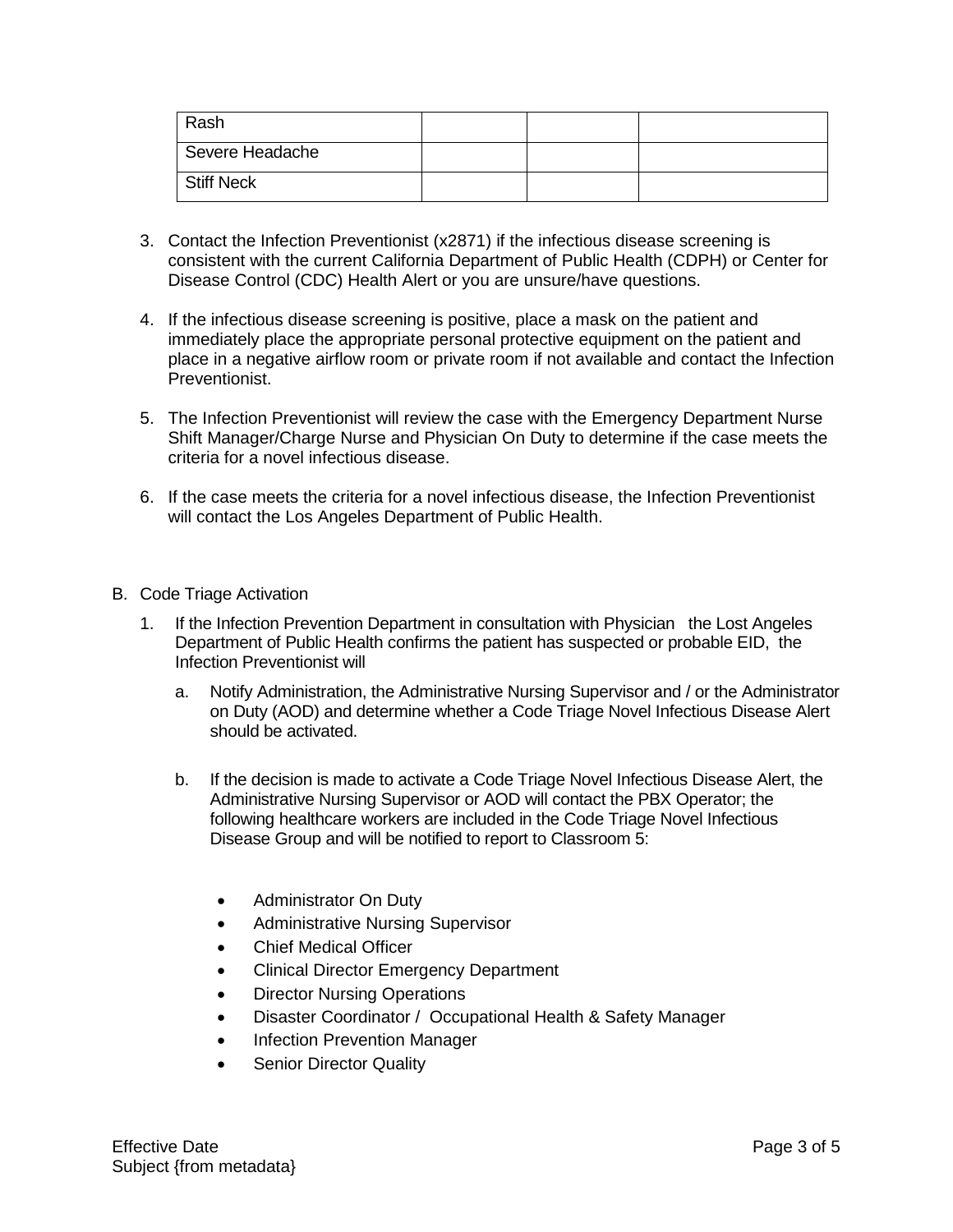| Rash | | | |
|---|---|---|---|
| Severe Headache | | | |
| Stiff Neck | | | |

3. Contact the Infection Preventionist (x2871) if the infectious disease screening is consistent with the current California Department of Public Health (CDPH) or Center for Disease Control (CDC) Health Alert or you are unsure/have questions.

4. If the infectious disease screening is positive, place a mask on the patient and immediately place the appropriate personal protective equipment on the patient and place in a negative airflow room or private room if not available and contact the Infection Preventionist.

5. The Infection Preventionist will review the case with the Emergency Department Nurse Shift Manager/Charge Nurse and Physician On Duty to determine if the case meets the criteria for a novel infectious disease.

6. If the case meets the criteria for a novel infectious disease, the Infection Preventionist will contact the Los Angeles Department of Public Health.

B. Code Triage Activation

1. If the Infection Prevention Department in consultation with Physician the Lost Angeles Department of Public Health confirms the patient has suspected or probable EID, the Infection Preventionist will

   a. Notify Administration, the Administrative Nursing Supervisor and / or the Administrator on Duty (AOD) and determine whether a Code Triage Novel Infectious Disease Alert should be activated.

   b. If the decision is made to activate a Code Triage Novel Infectious Disease Alert, the Administrative Nursing Supervisor or AOD will contact the PBX Operator; the following healthcare workers are included in the Code Triage Novel Infectious Disease Group and will be notified to report to Classroom 5:

      - Administrator On Duty
      - Administrative Nursing Supervisor
      - Chief Medical Officer
      - Clinical Director Emergency Department
      - Director Nursing Operations
      - Disaster Coordinator / Occupational Health & Safety Manager
      - Infection Prevention Manager
      - Senior Director Quality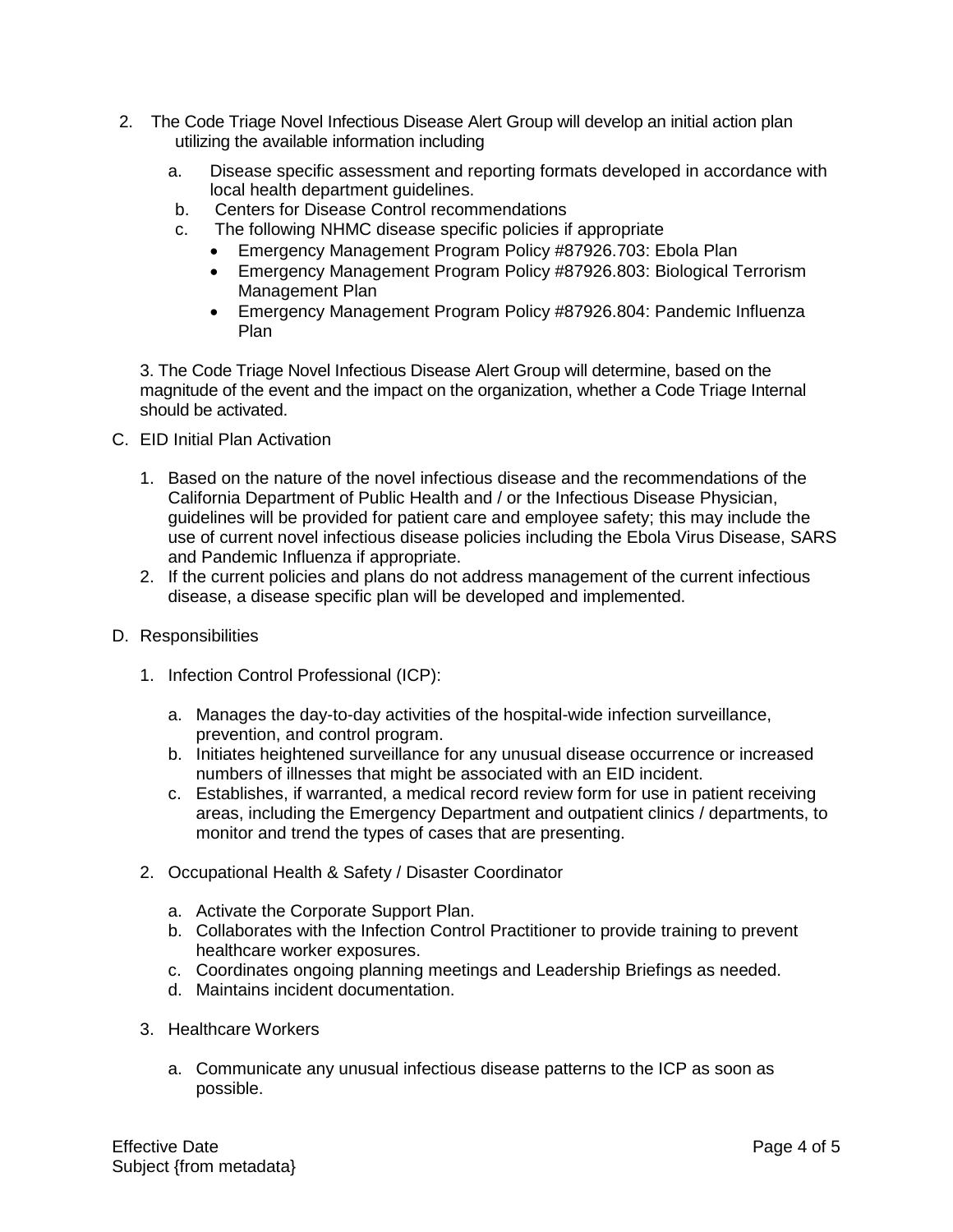2. The Code Triage Novel Infectious Disease Alert Group will develop an initial action plan utilizing the available information including

   a. Disease specific assessment and reporting formats developed in accordance with local health department guidelines.
   b. Centers for Disease Control recommendations
   c. The following NHMC disease specific policies if appropriate
      - Emergency Management Program Policy #87926.703: Ebola Plan
      - Emergency Management Program Policy #87926.803: Biological Terrorism Management Plan
      - Emergency Management Program Policy #87926.804: Pandemic Influenza Plan

3. The Code Triage Novel Infectious Disease Alert Group will determine, based on the magnitude of the event and the impact on the organization, whether a Code Triage Internal should be activated.

C. EID Initial Plan Activation

   1. Based on the nature of the novel infectious disease and the recommendations of the California Department of Public Health and / or the Infectious Disease Physician, guidelines will be provided for patient care and employee safety; this may include the use of current novel infectious disease policies including the Ebola Virus Disease, SARS and Pandemic Influenza if appropriate.
   2. If the current policies and plans do not address management of the current infectious disease, a disease specific plan will be developed and implemented.

D. Responsibilities

   1. Infection Control Professional (ICP):

      a. Manages the day-to-day activities of the hospital-wide infection surveillance, prevention, and control program.
      b. Initiates heightened surveillance for any unusual disease occurrence or increased numbers of illnesses that might be associated with an EID incident.
      c. Establishes, if warranted, a medical record review form for use in patient receiving areas, including the Emergency Department and outpatient clinics / departments, to monitor and trend the types of cases that are presenting.

   2. Occupational Health & Safety / Disaster Coordinator

      a. Activate the Corporate Support Plan.
      b. Collaborates with the Infection Control Practitioner to provide training to prevent healthcare worker exposures.
      c. Coordinates ongoing planning meetings and Leadership Briefings as needed.
      d. Maintains incident documentation.

   3. Healthcare Workers

      a. Communicate any unusual infectious disease patterns to the ICP as soon as possible.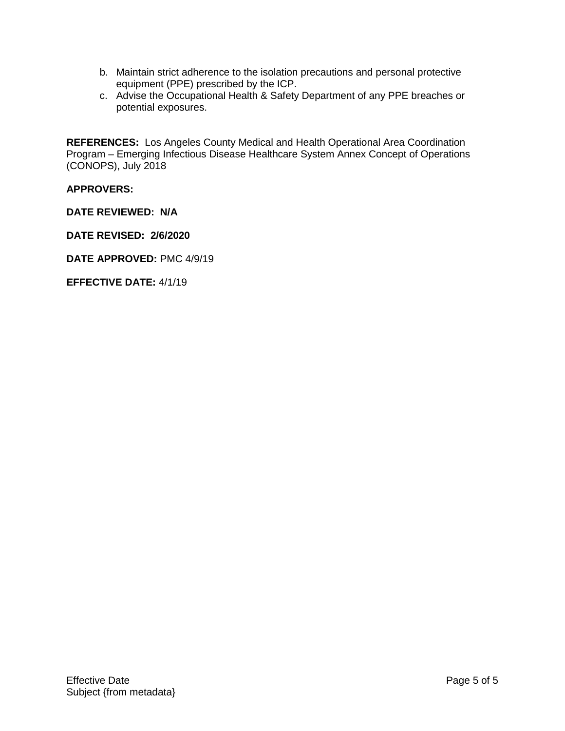b. Maintain strict adherence to the isolation precautions and personal protective equipment (PPE) prescribed by the ICP.
c. Advise the Occupational Health & Safety Department of any PPE breaches or potential exposures.

**REFERENCES:** Los Angeles County Medical and Health Operational Area Coordination Program – Emerging Infectious Disease Healthcare System Annex Concept of Operations (CONOPS), July 2018

**APPROVERS:**

**DATE REVIEWED: N/A**

**DATE REVISED: 2/6/2020**

**DATE APPROVED:** PMC 4/9/19

**EFFECTIVE DATE:** 4/1/19